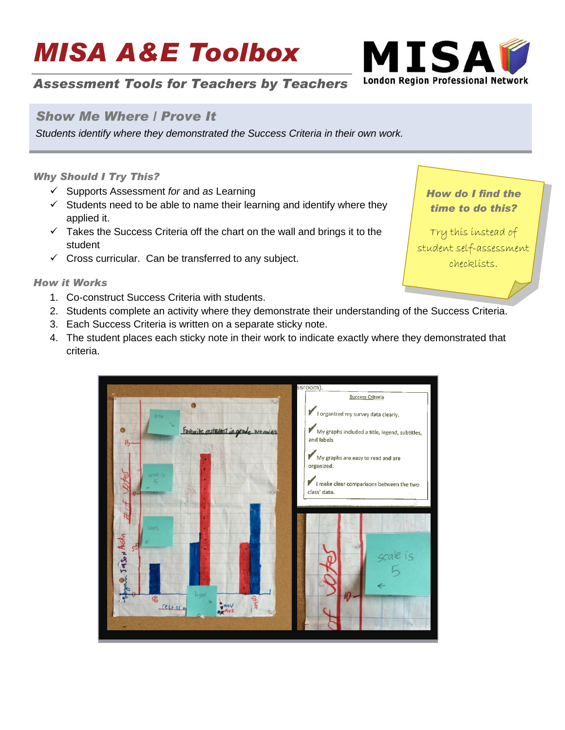# MISA A&E Toolbox

*Assessment Tools for Teachers by Teachers*

MISA London Region Professional Network

## Show Me Where / Prove It

*Students identify where they demonstrated the Success Criteria in their own work.*

### Why Should I Try This?

- ✓ Supports Assessment *for* and *as* Learning
- ✓ Students need to be able to name their learning and identify where they applied it.
- ✓ Takes the Success Criteria off the chart on the wall and brings it to the student
- ✓ Cross curricular. Can be transferred to any subject.

**How do I find the time to do this?**

Try this instead of student self-assessment checklists.

### How it Works

1. Co-construct Success Criteria with students.
2. Students complete an activity where they demonstrate their understanding of the Success Criteria.
3. Each Success Criteria is written on a separate sticky note.
4. The student places each sticky note in their work to indicate exactly where they demonstrated that criteria.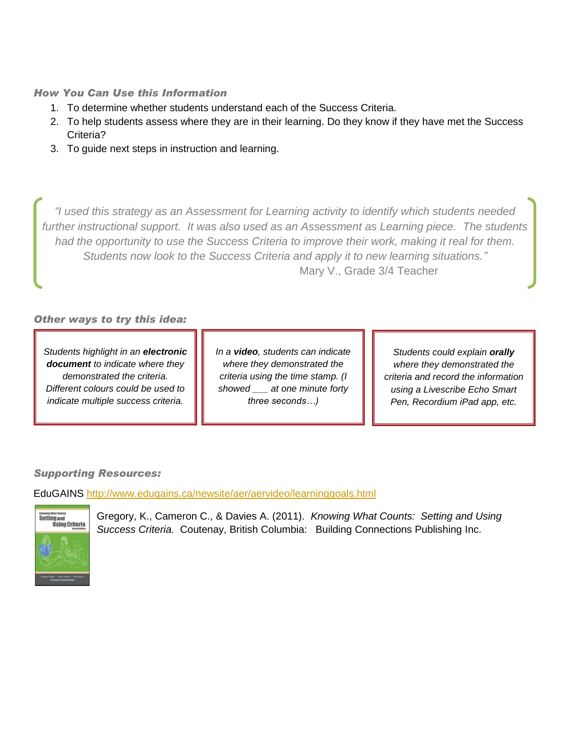### *How You Can Use this Information*

1. To determine whether students understand each of the Success Criteria.
2. To help students assess where they are in their learning. Do they know if they have met the Success Criteria?
3. To guide next steps in instruction and learning.

> *"I used this strategy as an Assessment for Learning activity to identify which students needed further instructional support. It was also used as an Assessment as Learning piece. The students had the opportunity to use the Success Criteria to improve their work, making it real for them. Students now look to the Success Criteria and apply it to new learning situations."*
>
> Mary V., Grade 3/4 Teacher

### *Other ways to try this idea:*

*Students highlight in an **electronic document** to indicate where they demonstrated the criteria. Different colours could be used to indicate multiple success criteria.*

*In a **video**, students can indicate where they demonstrated the criteria using the time stamp. (I showed ___ at one minute forty three seconds…)*

*Students could explain **orally** where they demonstrated the criteria and record the information using a Livescribe Echo Smart Pen, Recordium iPad app, etc.*

### *Supporting Resources:*

EduGAINS http://www.edugains.ca/newsite/aer/aervideo/learninggoals.html

Gregory, K., Cameron C., & Davies A. (2011). *Knowing What Counts: Setting and Using Success Criteria.* Coutenay, British Columbia: Building Connections Publishing Inc.